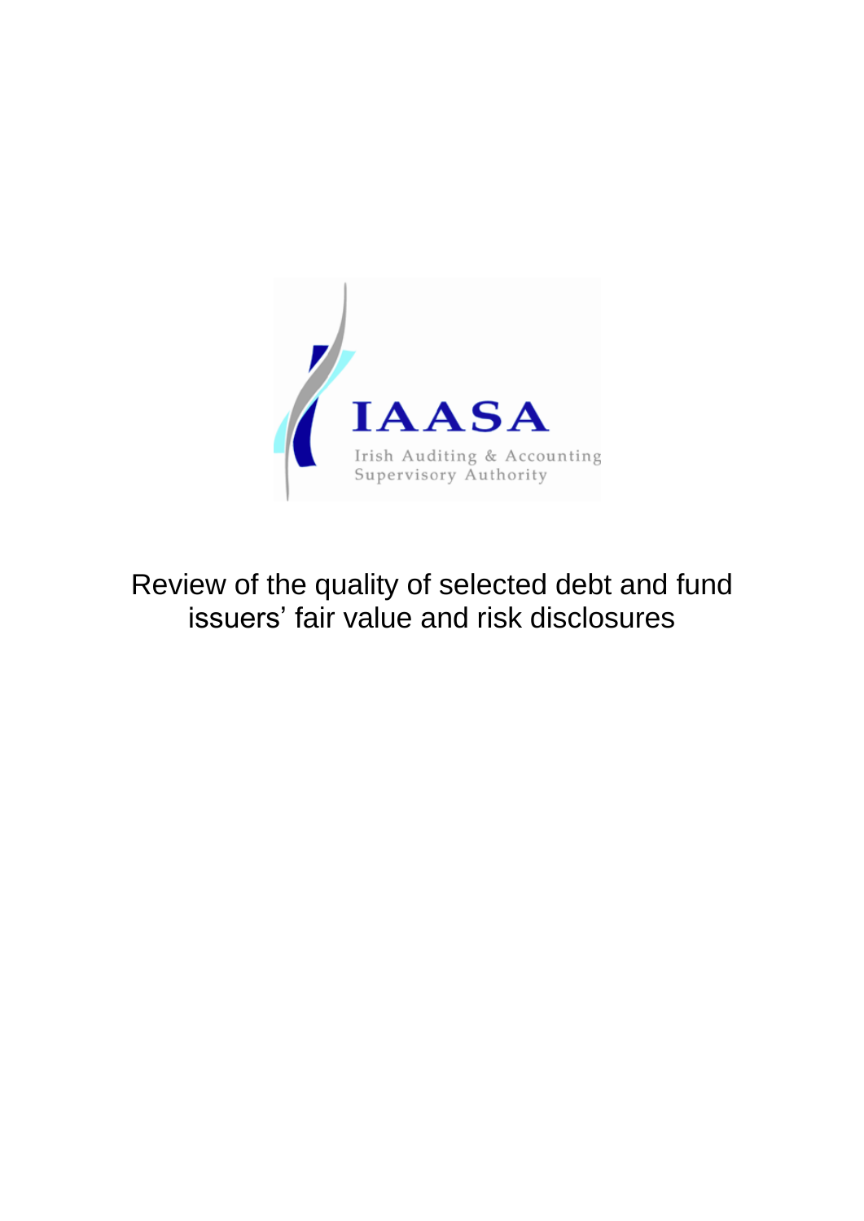IAASA

Irish Auditing & Accounting Supervisory Authority

# Review of the quality of selected debt and fund issuers' fair value and risk disclosures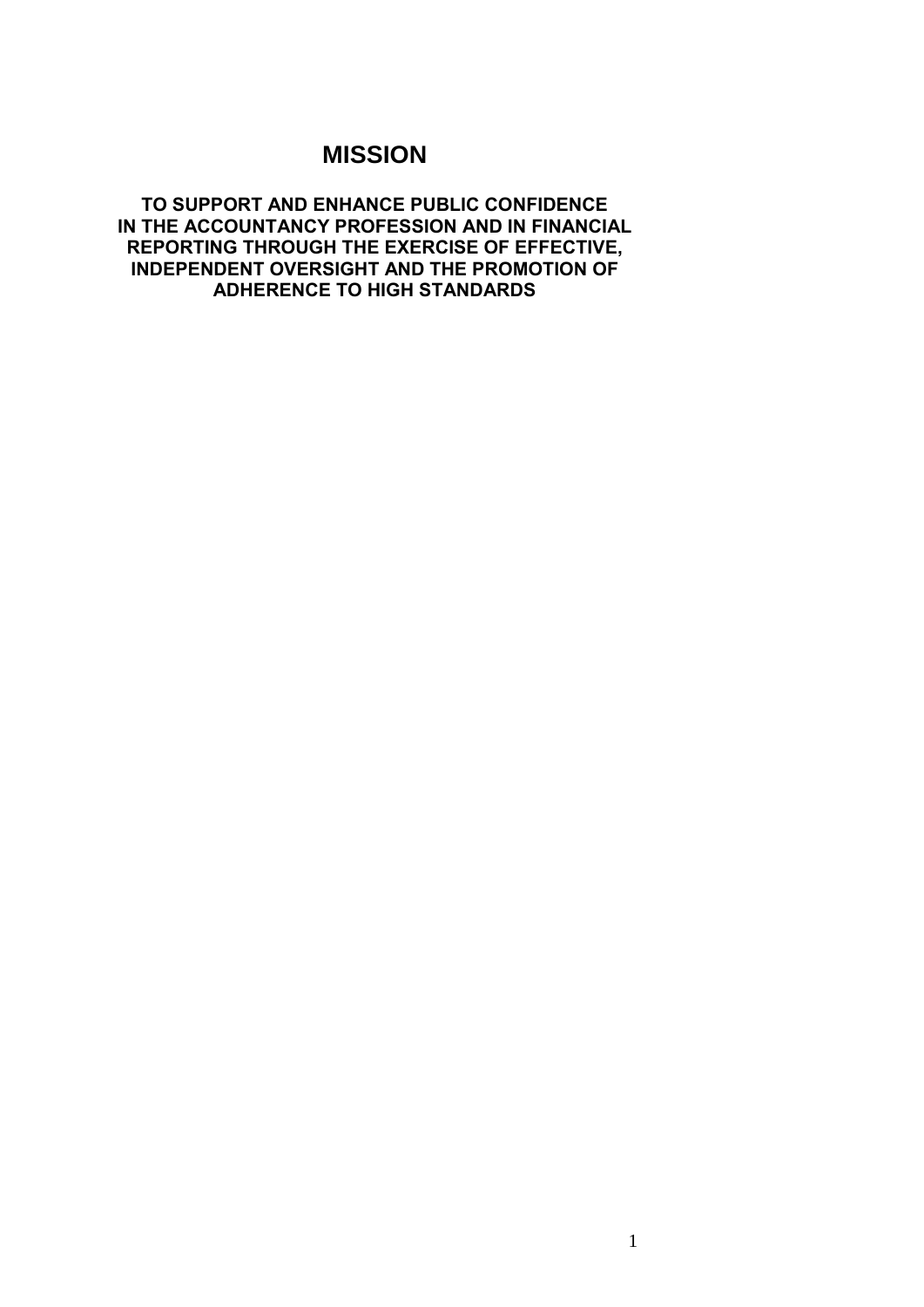# MISSION

**TO SUPPORT AND ENHANCE PUBLIC CONFIDENCE IN THE ACCOUNTANCY PROFESSION AND IN FINANCIAL REPORTING THROUGH THE EXERCISE OF EFFECTIVE, INDEPENDENT OVERSIGHT AND THE PROMOTION OF ADHERENCE TO HIGH STANDARDS**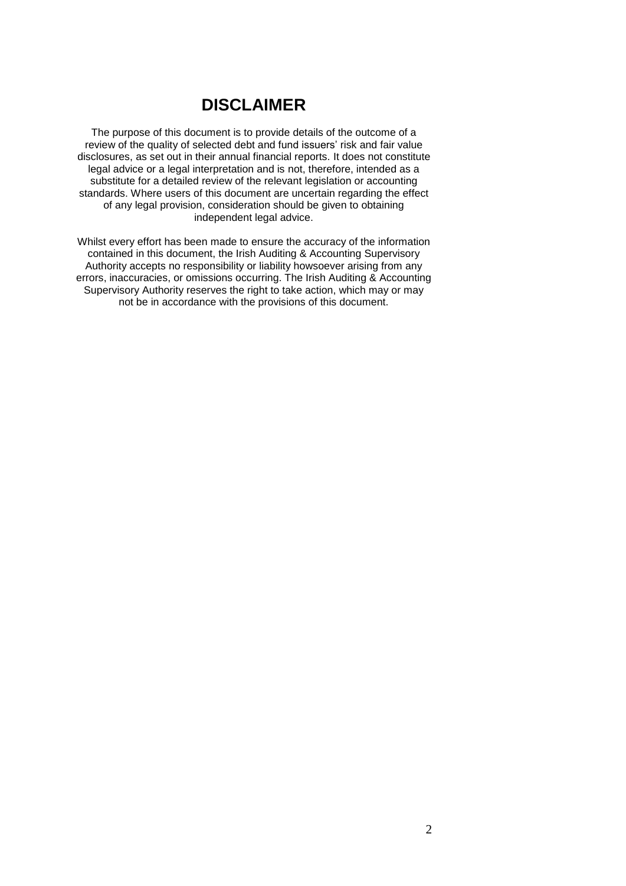# DISCLAIMER

The purpose of this document is to provide details of the outcome of a review of the quality of selected debt and fund issuers' risk and fair value disclosures, as set out in their annual financial reports. It does not constitute legal advice or a legal interpretation and is not, therefore, intended as a substitute for a detailed review of the relevant legislation or accounting standards. Where users of this document are uncertain regarding the effect of any legal provision, consideration should be given to obtaining independent legal advice.

Whilst every effort has been made to ensure the accuracy of the information contained in this document, the Irish Auditing & Accounting Supervisory Authority accepts no responsibility or liability howsoever arising from any errors, inaccuracies, or omissions occurring. The Irish Auditing & Accounting Supervisory Authority reserves the right to take action, which may or may not be in accordance with the provisions of this document.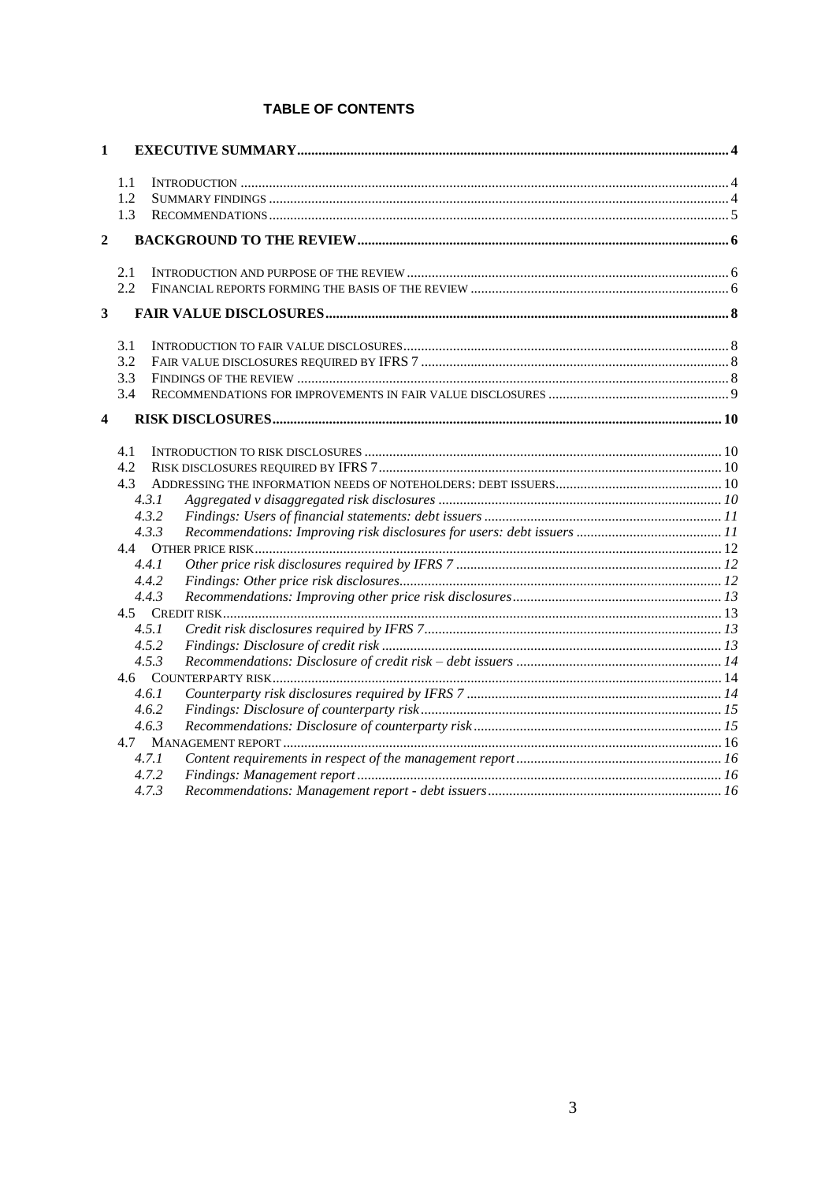**TABLE OF CONTENTS**

1 EXECUTIVE SUMMARY ... 4

- 1.1 INTRODUCTION ... 4
- 1.2 SUMMARY FINDINGS ... 4
- 1.3 RECOMMENDATIONS ... 5

2 BACKGROUND TO THE REVIEW ... 6

- 2.1 INTRODUCTION AND PURPOSE OF THE REVIEW ... 6
- 2.2 FINANCIAL REPORTS FORMING THE BASIS OF THE REVIEW ... 6

3 FAIR VALUE DISCLOSURES ... 8

- 3.1 INTRODUCTION TO FAIR VALUE DISCLOSURES ... 8
- 3.2 FAIR VALUE DISCLOSURES REQUIRED BY IFRS 7 ... 8
- 3.3 FINDINGS OF THE REVIEW ... 8
- 3.4 RECOMMENDATIONS FOR IMPROVEMENTS IN FAIR VALUE DISCLOSURES ... 9

4 RISK DISCLOSURES ... 10

- 4.1 INTRODUCTION TO RISK DISCLOSURES ... 10
- 4.2 RISK DISCLOSURES REQUIRED BY IFRS 7 ... 10
- 4.3 ADDRESSING THE INFORMATION NEEDS OF NOTEHOLDERS: DEBT ISSUERS ... 10
  - 4.3.1 *Aggregated v disaggregated risk disclosures* ... 10
  - 4.3.2 *Findings: Users of financial statements: debt issuers* ... 11
  - 4.3.3 *Recommendations: Improving risk disclosures for users: debt issuers* ... 11
- 4.4 OTHER PRICE RISK ... 12
  - 4.4.1 *Other price risk disclosures required by IFRS 7* ... 12
  - 4.4.2 *Findings: Other price risk disclosures* ... 12
  - 4.4.3 *Recommendations: Improving other price risk disclosures* ... 13
- 4.5 CREDIT RISK ... 13
  - 4.5.1 *Credit risk disclosures required by IFRS 7* ... 13
  - 4.5.2 *Findings: Disclosure of credit risk* ... 13
  - 4.5.3 *Recommendations: Disclosure of credit risk – debt issuers* ... 14
- 4.6 COUNTERPARTY RISK ... 14
  - 4.6.1 *Counterparty risk disclosures required by IFRS 7* ... 14
  - 4.6.2 *Findings: Disclosure of counterparty risk* ... 15
  - 4.6.3 *Recommendations: Disclosure of counterparty risk* ... 15
- 4.7 MANAGEMENT REPORT ... 16
  - 4.7.1 *Content requirements in respect of the management report* ... 16
  - 4.7.2 *Findings: Management report* ... 16
  - 4.7.3 *Recommendations: Management report - debt issuers* ... 16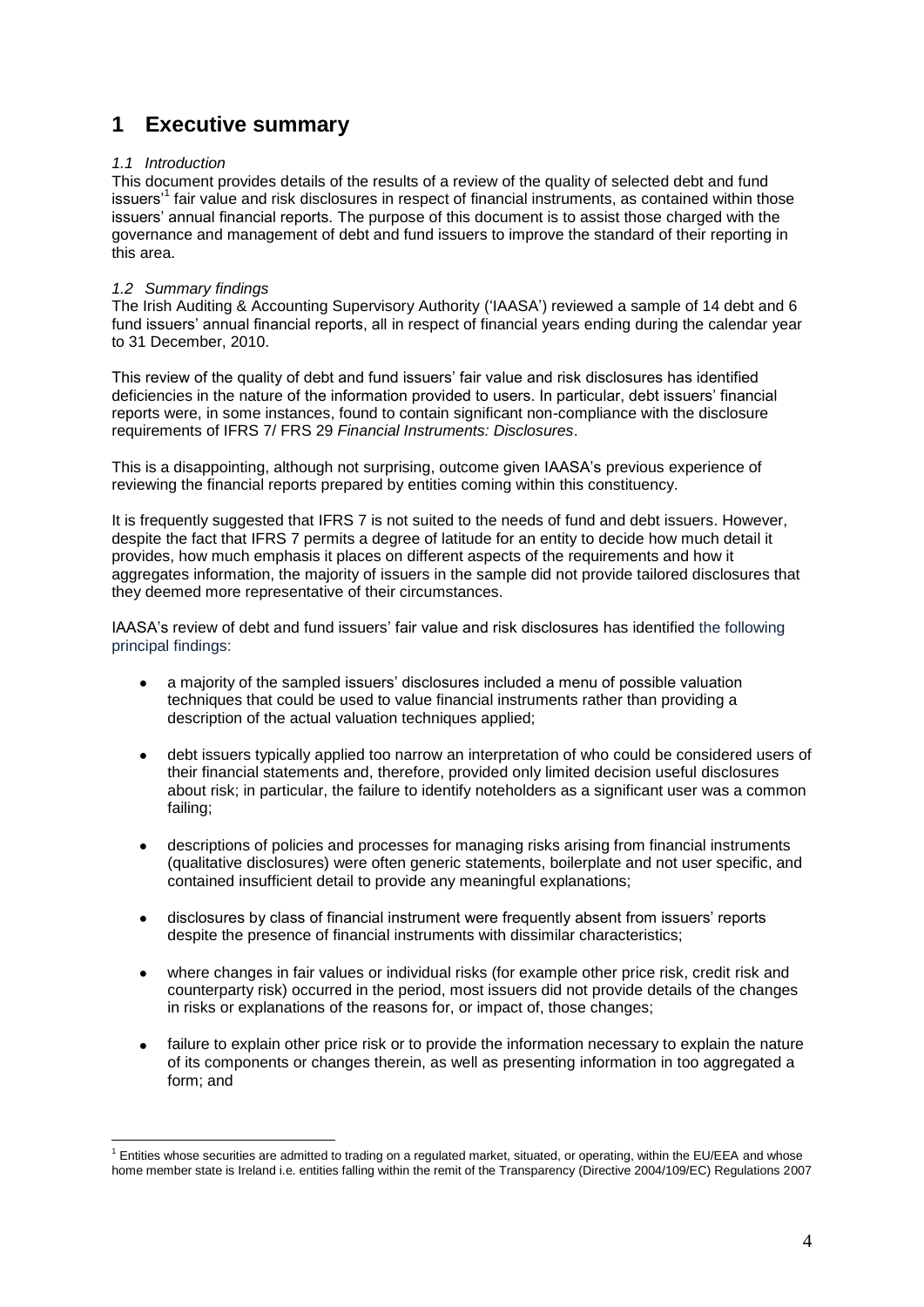# 1 Executive summary

### *1.1 Introduction*

This document provides details of the results of a review of the quality of selected debt and fund issuers'[1] fair value and risk disclosures in respect of financial instruments, as contained within those issuers' annual financial reports. The purpose of this document is to assist those charged with the governance and management of debt and fund issuers to improve the standard of their reporting in this area.

### *1.2 Summary findings*

The Irish Auditing & Accounting Supervisory Authority ('IAASA') reviewed a sample of 14 debt and 6 fund issuers' annual financial reports, all in respect of financial years ending during the calendar year to 31 December, 2010.

This review of the quality of debt and fund issuers' fair value and risk disclosures has identified deficiencies in the nature of the information provided to users. In particular, debt issuers' financial reports were, in some instances, found to contain significant non-compliance with the disclosure requirements of IFRS 7/ FRS 29 *Financial Instruments: Disclosures*.

This is a disappointing, although not surprising, outcome given IAASA's previous experience of reviewing the financial reports prepared by entities coming within this constituency.

It is frequently suggested that IFRS 7 is not suited to the needs of fund and debt issuers. However, despite the fact that IFRS 7 permits a degree of latitude for an entity to decide how much detail it provides, how much emphasis it places on different aspects of the requirements and how it aggregates information, the majority of issuers in the sample did not provide tailored disclosures that they deemed more representative of their circumstances.

IAASA's review of debt and fund issuers' fair value and risk disclosures has identified the following principal findings:

- a majority of the sampled issuers' disclosures included a menu of possible valuation techniques that could be used to value financial instruments rather than providing a description of the actual valuation techniques applied;
- debt issuers typically applied too narrow an interpretation of who could be considered users of their financial statements and, therefore, provided only limited decision useful disclosures about risk; in particular, the failure to identify noteholders as a significant user was a common failing;
- descriptions of policies and processes for managing risks arising from financial instruments (qualitative disclosures) were often generic statements, boilerplate and not user specific, and contained insufficient detail to provide any meaningful explanations;
- disclosures by class of financial instrument were frequently absent from issuers' reports despite the presence of financial instruments with dissimilar characteristics;
- where changes in fair values or individual risks (for example other price risk, credit risk and counterparty risk) occurred in the period, most issuers did not provide details of the changes in risks or explanations of the reasons for, or impact of, those changes;
- failure to explain other price risk or to provide the information necessary to explain the nature of its components or changes therein, as well as presenting information in too aggregated a form; and

[1] Entities whose securities are admitted to trading on a regulated market, situated, or operating, within the EU/EEA and whose home member state is Ireland i.e. entities falling within the remit of the Transparency (Directive 2004/109/EC) Regulations 2007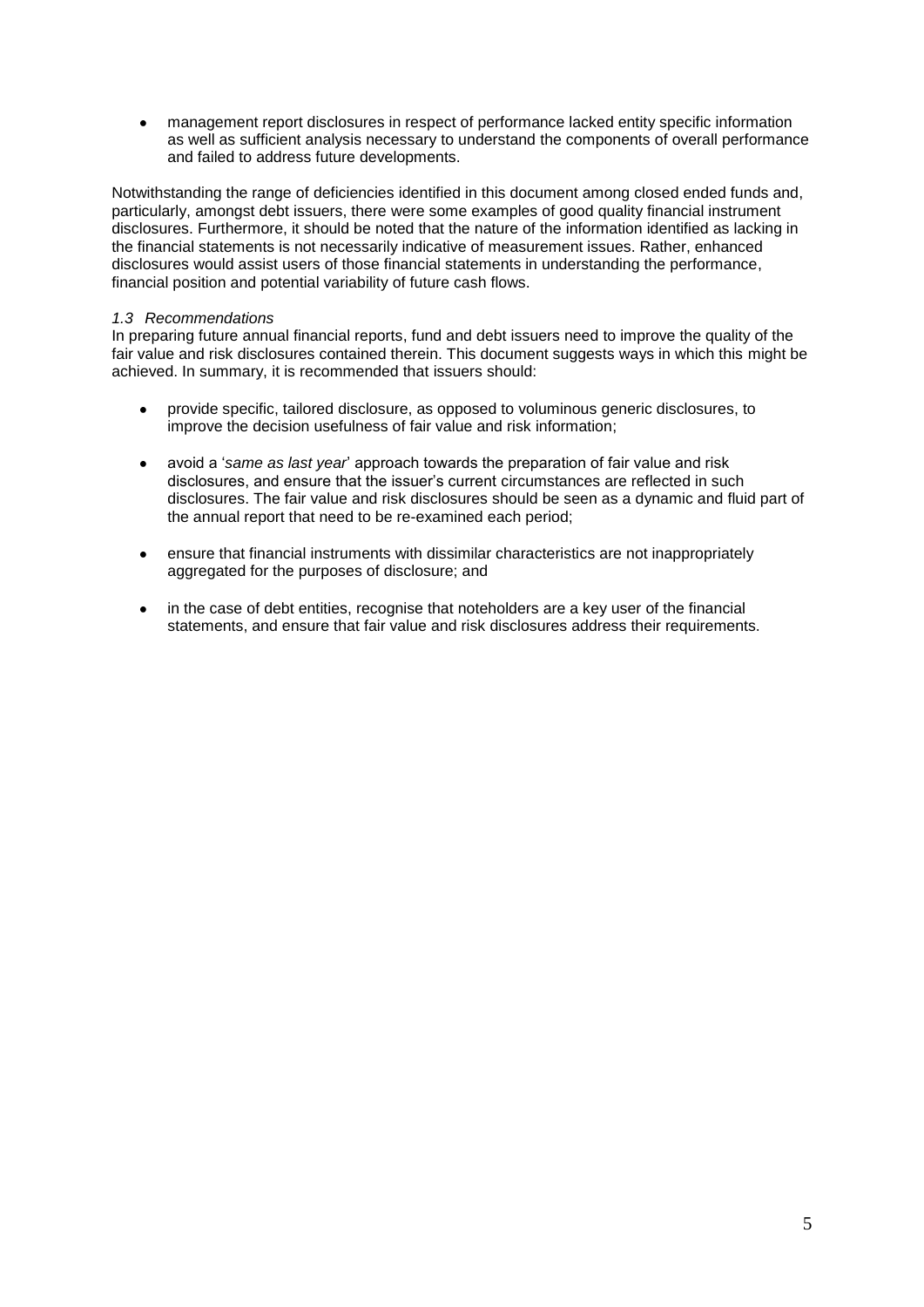- management report disclosures in respect of performance lacked entity specific information as well as sufficient analysis necessary to understand the components of overall performance and failed to address future developments.

Notwithstanding the range of deficiencies identified in this document among closed ended funds and, particularly, amongst debt issuers, there were some examples of good quality financial instrument disclosures. Furthermore, it should be noted that the nature of the information identified as lacking in the financial statements is not necessarily indicative of measurement issues. Rather, enhanced disclosures would assist users of those financial statements in understanding the performance, financial position and potential variability of future cash flows.

### *1.3 Recommendations*

In preparing future annual financial reports, fund and debt issuers need to improve the quality of the fair value and risk disclosures contained therein. This document suggests ways in which this might be achieved. In summary, it is recommended that issuers should:

- provide specific, tailored disclosure, as opposed to voluminous generic disclosures, to improve the decision usefulness of fair value and risk information;
- avoid a '*same as last year*' approach towards the preparation of fair value and risk disclosures, and ensure that the issuer's current circumstances are reflected in such disclosures. The fair value and risk disclosures should be seen as a dynamic and fluid part of the annual report that need to be re-examined each period;
- ensure that financial instruments with dissimilar characteristics are not inappropriately aggregated for the purposes of disclosure; and
- in the case of debt entities, recognise that noteholders are a key user of the financial statements, and ensure that fair value and risk disclosures address their requirements.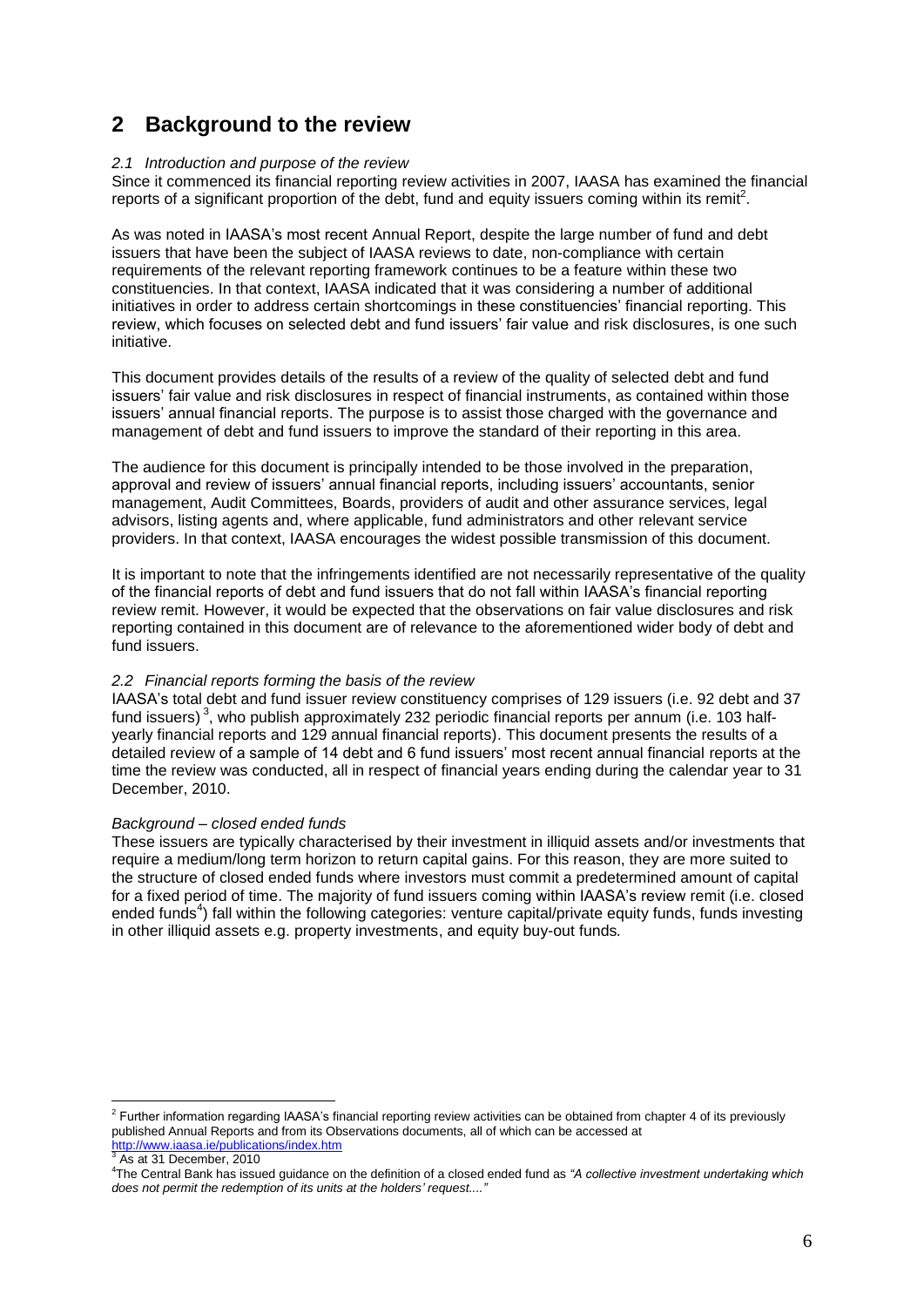## 2 Background to the review

*2.1 Introduction and purpose of the review*

Since it commenced its financial reporting review activities in 2007, IAASA has examined the financial reports of a significant proportion of the debt, fund and equity issuers coming within its remit[2].

As was noted in IAASA's most recent Annual Report, despite the large number of fund and debt issuers that have been the subject of IAASA reviews to date, non-compliance with certain requirements of the relevant reporting framework continues to be a feature within these two constituencies. In that context, IAASA indicated that it was considering a number of additional initiatives in order to address certain shortcomings in these constituencies' financial reporting. This review, which focuses on selected debt and fund issuers' fair value and risk disclosures, is one such initiative.

This document provides details of the results of a review of the quality of selected debt and fund issuers' fair value and risk disclosures in respect of financial instruments, as contained within those issuers' annual financial reports. The purpose is to assist those charged with the governance and management of debt and fund issuers to improve the standard of their reporting in this area.

The audience for this document is principally intended to be those involved in the preparation, approval and review of issuers' annual financial reports, including issuers' accountants, senior management, Audit Committees, Boards, providers of audit and other assurance services, legal advisors, listing agents and, where applicable, fund administrators and other relevant service providers. In that context, IAASA encourages the widest possible transmission of this document.

It is important to note that the infringements identified are not necessarily representative of the quality of the financial reports of debt and fund issuers that do not fall within IAASA's financial reporting review remit. However, it would be expected that the observations on fair value disclosures and risk reporting contained in this document are of relevance to the aforementioned wider body of debt and fund issuers.

*2.2 Financial reports forming the basis of the review*

IAASA's total debt and fund issuer review constituency comprises of 129 issuers (i.e. 92 debt and 37 fund issuers)[3], who publish approximately 232 periodic financial reports per annum (i.e. 103 half-yearly financial reports and 129 annual financial reports). This document presents the results of a detailed review of a sample of 14 debt and 6 fund issuers' most recent annual financial reports at the time the review was conducted, all in respect of financial years ending during the calendar year to 31 December, 2010.

*Background – closed ended funds*

These issuers are typically characterised by their investment in illiquid assets and/or investments that require a medium/long term horizon to return capital gains. For this reason, they are more suited to the structure of closed ended funds where investors must commit a predetermined amount of capital for a fixed period of time. The majority of fund issuers coming within IAASA's review remit (i.e. closed ended funds[4]) fall within the following categories: venture capital/private equity funds, funds investing in other illiquid assets e.g. property investments, and equity buy-out funds*.*

---

[2] Further information regarding IAASA's financial reporting review activities can be obtained from chapter 4 of its previously published Annual Reports and from its Observations documents, all of which can be accessed at http://www.iaasa.ie/publications/index.htm

[3] As at 31 December, 2010

[4] The Central Bank has issued guidance on the definition of a closed ended fund as *"A collective investment undertaking which does not permit the redemption of its units at the holders' request...."*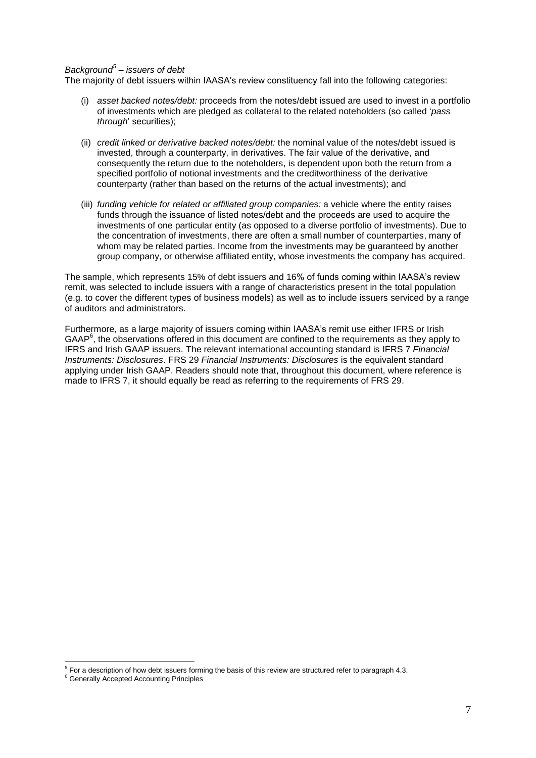*Background[5] – issuers of debt*

The majority of debt issuers within IAASA's review constituency fall into the following categories:

(i) *asset backed notes/debt:* proceeds from the notes/debt issued are used to invest in a portfolio of investments which are pledged as collateral to the related noteholders (so called '*pass through*' securities);

(ii) *credit linked or derivative backed notes/debt:* the nominal value of the notes/debt issued is invested, through a counterparty, in derivatives. The fair value of the derivative, and consequently the return due to the noteholders, is dependent upon both the return from a specified portfolio of notional investments and the creditworthiness of the derivative counterparty (rather than based on the returns of the actual investments); and

(iii) *funding vehicle for related or affiliated group companies:* a vehicle where the entity raises funds through the issuance of listed notes/debt and the proceeds are used to acquire the investments of one particular entity (as opposed to a diverse portfolio of investments). Due to the concentration of investments, there are often a small number of counterparties, many of whom may be related parties. Income from the investments may be guaranteed by another group company, or otherwise affiliated entity, whose investments the company has acquired.

The sample, which represents 15% of debt issuers and 16% of funds coming within IAASA's review remit, was selected to include issuers with a range of characteristics present in the total population (e.g. to cover the different types of business models) as well as to include issuers serviced by a range of auditors and administrators.

Furthermore, as a large majority of issuers coming within IAASA's remit use either IFRS or Irish GAAP[6], the observations offered in this document are confined to the requirements as they apply to IFRS and Irish GAAP issuers. The relevant international accounting standard is IFRS 7 *Financial Instruments: Disclosures*. FRS 29 *Financial Instruments: Disclosures* is the equivalent standard applying under Irish GAAP. Readers should note that, throughout this document, where reference is made to IFRS 7, it should equally be read as referring to the requirements of FRS 29.

[5] For a description of how debt issuers forming the basis of this review are structured refer to paragraph 4.3.

[6] Generally Accepted Accounting Principles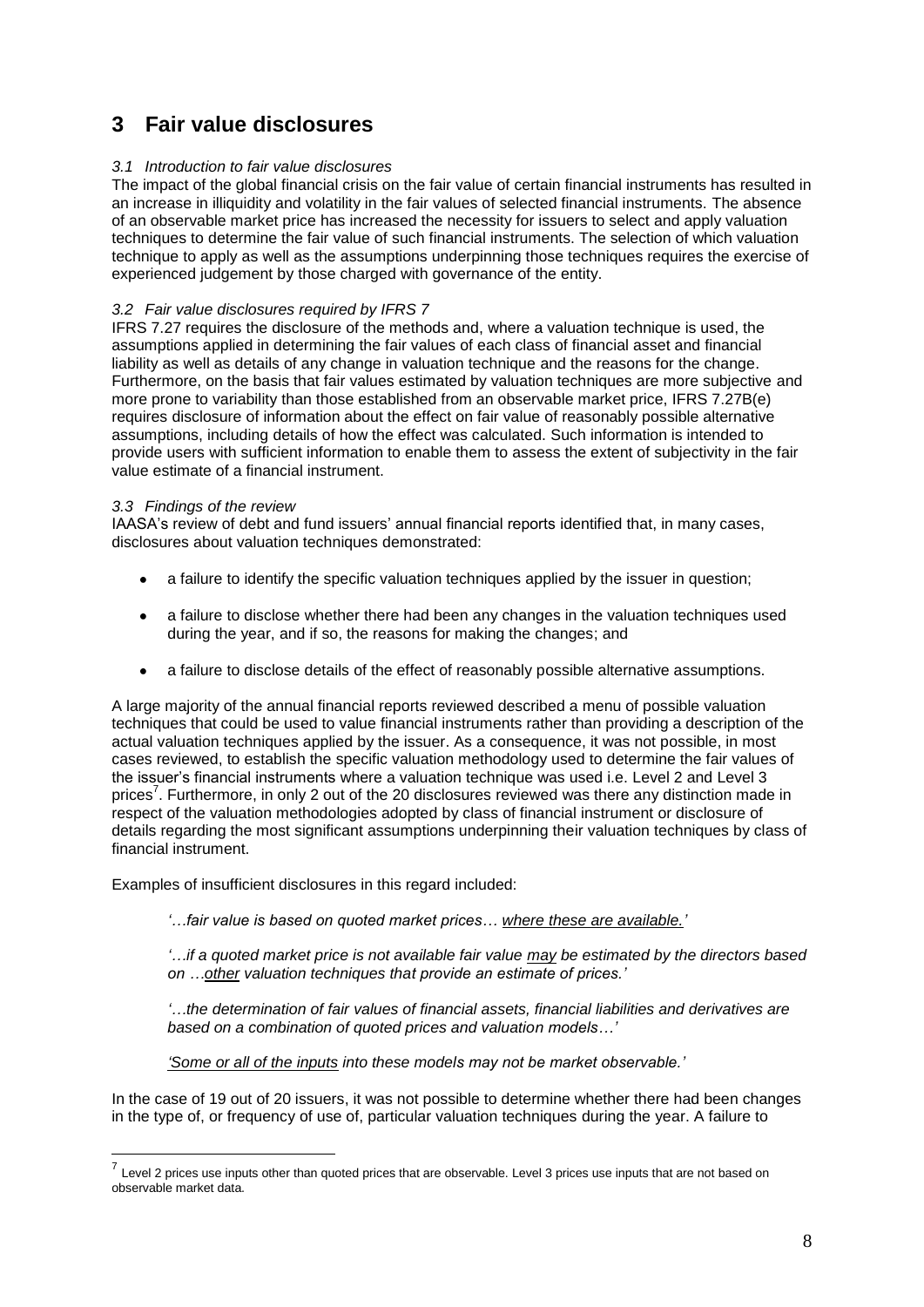# 3 Fair value disclosures

*3.1 Introduction to fair value disclosures*

The impact of the global financial crisis on the fair value of certain financial instruments has resulted in an increase in illiquidity and volatility in the fair values of selected financial instruments. The absence of an observable market price has increased the necessity for issuers to select and apply valuation techniques to determine the fair value of such financial instruments. The selection of which valuation technique to apply as well as the assumptions underpinning those techniques requires the exercise of experienced judgement by those charged with governance of the entity.

*3.2 Fair value disclosures required by IFRS 7*

IFRS 7.27 requires the disclosure of the methods and, where a valuation technique is used, the assumptions applied in determining the fair values of each class of financial asset and financial liability as well as details of any change in valuation technique and the reasons for the change. Furthermore, on the basis that fair values estimated by valuation techniques are more subjective and more prone to variability than those established from an observable market price, IFRS 7.27B(e) requires disclosure of information about the effect on fair value of reasonably possible alternative assumptions, including details of how the effect was calculated. Such information is intended to provide users with sufficient information to enable them to assess the extent of subjectivity in the fair value estimate of a financial instrument.

*3.3 Findings of the review*

IAASA's review of debt and fund issuers' annual financial reports identified that, in many cases, disclosures about valuation techniques demonstrated:

- a failure to identify the specific valuation techniques applied by the issuer in question;
- a failure to disclose whether there had been any changes in the valuation techniques used during the year, and if so, the reasons for making the changes; and
- a failure to disclose details of the effect of reasonably possible alternative assumptions.

A large majority of the annual financial reports reviewed described a menu of possible valuation techniques that could be used to value financial instruments rather than providing a description of the actual valuation techniques applied by the issuer. As a consequence, it was not possible, in most cases reviewed, to establish the specific valuation methodology used to determine the fair values of the issuer's financial instruments where a valuation technique was used i.e. Level 2 and Level 3 prices[7]. Furthermore, in only 2 out of the 20 disclosures reviewed was there any distinction made in respect of the valuation methodologies adopted by class of financial instrument or disclosure of details regarding the most significant assumptions underpinning their valuation techniques by class of financial instrument.

Examples of insufficient disclosures in this regard included:

> *'…fair value is based on quoted market prices… <u>where these are available.</u>'*
>
> *'…if a quoted market price is not available fair value <u>may</u> be estimated by the directors based on …<u>other</u> valuation techniques that provide an estimate of prices.'*
>
> *'…the determination of fair values of financial assets, financial liabilities and derivatives are based on a combination of quoted prices and valuation models…'*
>
> *<u>'Some or all of the inputs</u> into these models may not be market observable.'*

In the case of 19 out of 20 issuers, it was not possible to determine whether there had been changes in the type of, or frequency of use of, particular valuation techniques during the year. A failure to

---

[7] Level 2 prices use inputs other than quoted prices that are observable. Level 3 prices use inputs that are not based on observable market data.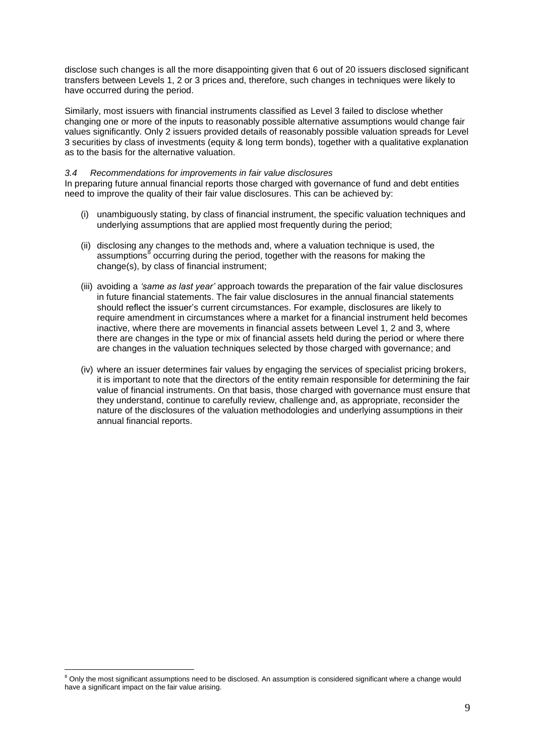disclose such changes is all the more disappointing given that 6 out of 20 issuers disclosed significant transfers between Levels 1, 2 or 3 prices and, therefore, such changes in techniques were likely to have occurred during the period.

Similarly, most issuers with financial instruments classified as Level 3 failed to disclose whether changing one or more of the inputs to reasonably possible alternative assumptions would change fair values significantly. Only 2 issuers provided details of reasonably possible valuation spreads for Level 3 securities by class of investments (equity & long term bonds), together with a qualitative explanation as to the basis for the alternative valuation.

### *3.4 Recommendations for improvements in fair value disclosures*

In preparing future annual financial reports those charged with governance of fund and debt entities need to improve the quality of their fair value disclosures. This can be achieved by:

(i) unambiguously stating, by class of financial instrument, the specific valuation techniques and underlying assumptions that are applied most frequently during the period;

(ii) disclosing any changes to the methods and, where a valuation technique is used, the assumptions[8] occurring during the period, together with the reasons for making the change(s), by class of financial instrument;

(iii) avoiding a *'same as last year'* approach towards the preparation of the fair value disclosures in future financial statements. The fair value disclosures in the annual financial statements should reflect the issuer's current circumstances. For example, disclosures are likely to require amendment in circumstances where a market for a financial instrument held becomes inactive, where there are movements in financial assets between Level 1, 2 and 3, where there are changes in the type or mix of financial assets held during the period or where there are changes in the valuation techniques selected by those charged with governance; and

(iv) where an issuer determines fair values by engaging the services of specialist pricing brokers, it is important to note that the directors of the entity remain responsible for determining the fair value of financial instruments. On that basis, those charged with governance must ensure that they understand, continue to carefully review, challenge and, as appropriate, reconsider the nature of the disclosures of the valuation methodologies and underlying assumptions in their annual financial reports.

---

[8] Only the most significant assumptions need to be disclosed. An assumption is considered significant where a change would have a significant impact on the fair value arising.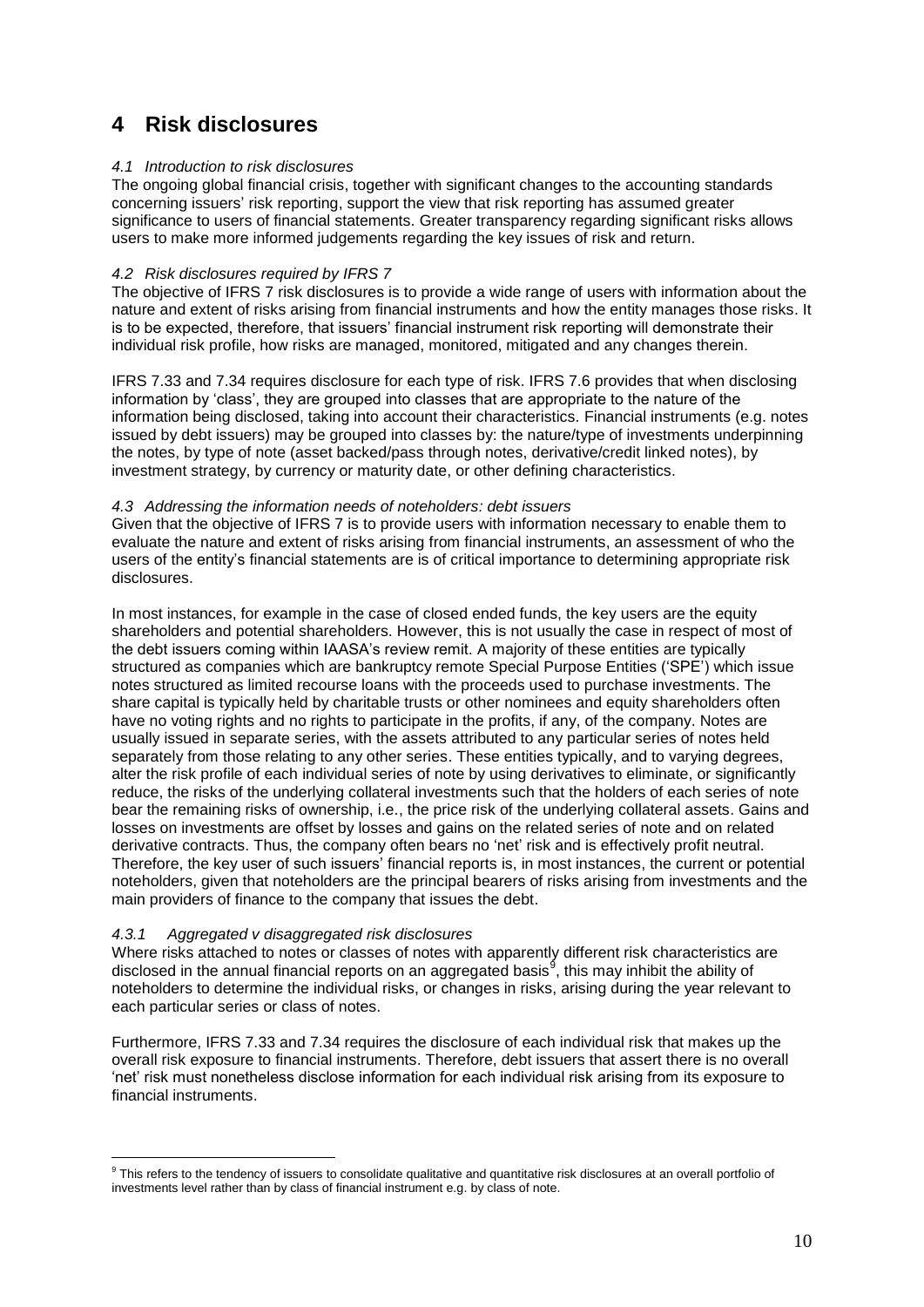# 4 Risk disclosures

### *4.1 Introduction to risk disclosures*

The ongoing global financial crisis, together with significant changes to the accounting standards concerning issuers' risk reporting, support the view that risk reporting has assumed greater significance to users of financial statements. Greater transparency regarding significant risks allows users to make more informed judgements regarding the key issues of risk and return.

### *4.2 Risk disclosures required by IFRS 7*

The objective of IFRS 7 risk disclosures is to provide a wide range of users with information about the nature and extent of risks arising from financial instruments and how the entity manages those risks. It is to be expected, therefore, that issuers' financial instrument risk reporting will demonstrate their individual risk profile, how risks are managed, monitored, mitigated and any changes therein.

IFRS 7.33 and 7.34 requires disclosure for each type of risk. IFRS 7.6 provides that when disclosing information by 'class', they are grouped into classes that are appropriate to the nature of the information being disclosed, taking into account their characteristics. Financial instruments (e.g. notes issued by debt issuers) may be grouped into classes by: the nature/type of investments underpinning the notes, by type of note (asset backed/pass through notes, derivative/credit linked notes), by investment strategy, by currency or maturity date, or other defining characteristics.

### *4.3 Addressing the information needs of noteholders: debt issuers*

Given that the objective of IFRS 7 is to provide users with information necessary to enable them to evaluate the nature and extent of risks arising from financial instruments, an assessment of who the users of the entity's financial statements are is of critical importance to determining appropriate risk disclosures.

In most instances, for example in the case of closed ended funds, the key users are the equity shareholders and potential shareholders. However, this is not usually the case in respect of most of the debt issuers coming within IAASA's review remit. A majority of these entities are typically structured as companies which are bankruptcy remote Special Purpose Entities ('SPE') which issue notes structured as limited recourse loans with the proceeds used to purchase investments. The share capital is typically held by charitable trusts or other nominees and equity shareholders often have no voting rights and no rights to participate in the profits, if any, of the company. Notes are usually issued in separate series, with the assets attributed to any particular series of notes held separately from those relating to any other series. These entities typically, and to varying degrees, alter the risk profile of each individual series of note by using derivatives to eliminate, or significantly reduce, the risks of the underlying collateral investments such that the holders of each series of note bear the remaining risks of ownership, i.e., the price risk of the underlying collateral assets. Gains and losses on investments are offset by losses and gains on the related series of note and on related derivative contracts. Thus, the company often bears no 'net' risk and is effectively profit neutral. Therefore, the key user of such issuers' financial reports is, in most instances, the current or potential noteholders, given that noteholders are the principal bearers of risks arising from investments and the main providers of finance to the company that issues the debt.

#### *4.3.1 Aggregated v disaggregated risk disclosures*

Where risks attached to notes or classes of notes with apparently different risk characteristics are disclosed in the annual financial reports on an aggregated basis[9], this may inhibit the ability of noteholders to determine the individual risks, or changes in risks, arising during the year relevant to each particular series or class of notes.

Furthermore, IFRS 7.33 and 7.34 requires the disclosure of each individual risk that makes up the overall risk exposure to financial instruments. Therefore, debt issuers that assert there is no overall 'net' risk must nonetheless disclose information for each individual risk arising from its exposure to financial instruments.

---

[9] This refers to the tendency of issuers to consolidate qualitative and quantitative risk disclosures at an overall portfolio of investments level rather than by class of financial instrument e.g. by class of note.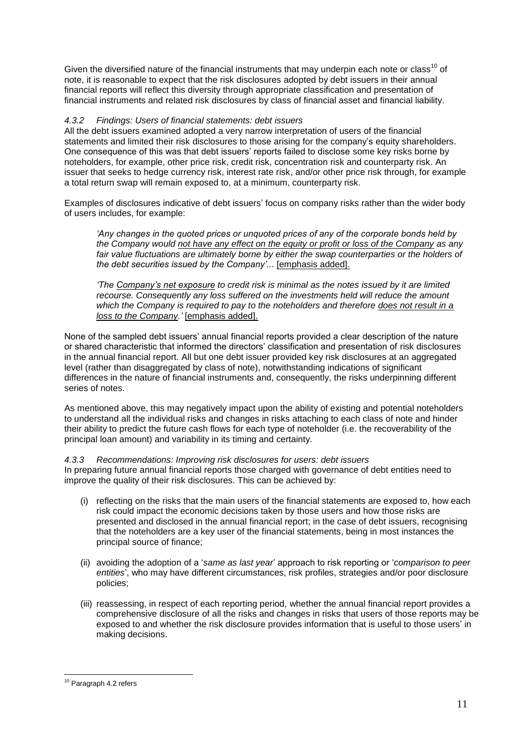Given the diversified nature of the financial instruments that may underpin each note or class[10] of note, it is reasonable to expect that the risk disclosures adopted by debt issuers in their annual financial reports will reflect this diversity through appropriate classification and presentation of financial instruments and related risk disclosures by class of financial asset and financial liability.

#### *4.3.2 Findings: Users of financial statements: debt issuers*

All the debt issuers examined adopted a very narrow interpretation of users of the financial statements and limited their risk disclosures to those arising for the company's equity shareholders. One consequence of this was that debt issuers' reports failed to disclose some key risks borne by noteholders, for example, other price risk, credit risk, concentration risk and counterparty risk. An issuer that seeks to hedge currency risk, interest rate risk, and/or other price risk through, for example a total return swap will remain exposed to, at a minimum, counterparty risk.

Examples of disclosures indicative of debt issuers' focus on company risks rather than the wider body of users includes, for example:

> *'Any changes in the quoted prices or unquoted prices of any of the corporate bonds held by the Company would <u>not have any effect on the equity or profit or loss of the Company</u> as any fair value fluctuations are ultimately borne by either the swap counterparties or the holders of the debt securities issued by the Company'...* <u>[emphasis added].</u>
>
> *'The <u>Company's net exposure</u> to credit risk is minimal as the notes issued by it are limited recourse. Consequently any loss suffered on the investments held will reduce the amount which the Company is required to pay to the noteholders and therefore <u>does not result in a loss to the Company</u>.'* <u>[emphasis added].</u>

None of the sampled debt issuers' annual financial reports provided a clear description of the nature or shared characteristic that informed the directors' classification and presentation of risk disclosures in the annual financial report. All but one debt issuer provided key risk disclosures at an aggregated level (rather than disaggregated by class of note), notwithstanding indications of significant differences in the nature of financial instruments and, consequently, the risks underpinning different series of notes.

As mentioned above, this may negatively impact upon the ability of existing and potential noteholders to understand all the individual risks and changes in risks attaching to each class of note and hinder their ability to predict the future cash flows for each type of noteholder (i.e. the recoverability of the principal loan amount) and variability in its timing and certainty.

#### *4.3.3 Recommendations: Improving risk disclosures for users: debt issuers*

In preparing future annual financial reports those charged with governance of debt entities need to improve the quality of their risk disclosures. This can be achieved by:

(i) reflecting on the risks that the main users of the financial statements are exposed to, how each risk could impact the economic decisions taken by those users and how those risks are presented and disclosed in the annual financial report; in the case of debt issuers, recognising that the noteholders are a key user of the financial statements, being in most instances the principal source of finance;

(ii) avoiding the adoption of a '*same as last year*' approach to risk reporting or '*comparison to peer entities*', who may have different circumstances, risk profiles, strategies and/or poor disclosure policies;

(iii) reassessing, in respect of each reporting period, whether the annual financial report provides a comprehensive disclosure of all the risks and changes in risks that users of those reports may be exposed to and whether the risk disclosure provides information that is useful to those users' in making decisions.

---

[10] Paragraph 4.2 refers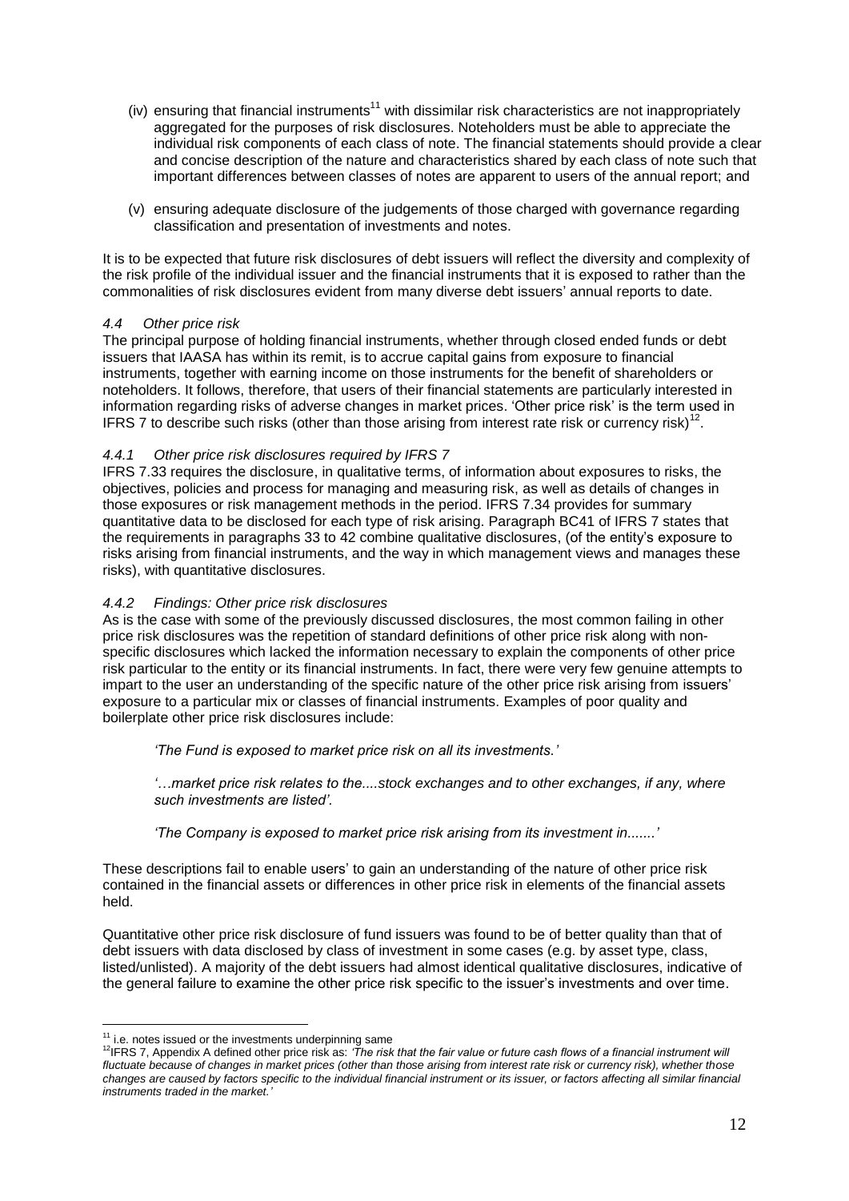(iv) ensuring that financial instruments[11] with dissimilar risk characteristics are not inappropriately aggregated for the purposes of risk disclosures. Noteholders must be able to appreciate the individual risk components of each class of note. The financial statements should provide a clear and concise description of the nature and characteristics shared by each class of note such that important differences between classes of notes are apparent to users of the annual report; and

(v) ensuring adequate disclosure of the judgements of those charged with governance regarding classification and presentation of investments and notes.

It is to be expected that future risk disclosures of debt issuers will reflect the diversity and complexity of the risk profile of the individual issuer and the financial instruments that it is exposed to rather than the commonalities of risk disclosures evident from many diverse debt issuers' annual reports to date.

### *4.4 Other price risk*

The principal purpose of holding financial instruments, whether through closed ended funds or debt issuers that IAASA has within its remit, is to accrue capital gains from exposure to financial instruments, together with earning income on those instruments for the benefit of shareholders or noteholders. It follows, therefore, that users of their financial statements are particularly interested in information regarding risks of adverse changes in market prices. 'Other price risk' is the term used in IFRS 7 to describe such risks (other than those arising from interest rate risk or currency risk)[12].

#### *4.4.1 Other price risk disclosures required by IFRS 7*

IFRS 7.33 requires the disclosure, in qualitative terms, of information about exposures to risks, the objectives, policies and process for managing and measuring risk, as well as details of changes in those exposures or risk management methods in the period. IFRS 7.34 provides for summary quantitative data to be disclosed for each type of risk arising. Paragraph BC41 of IFRS 7 states that the requirements in paragraphs 33 to 42 combine qualitative disclosures, (of the entity's exposure to risks arising from financial instruments, and the way in which management views and manages these risks), with quantitative disclosures.

#### *4.4.2 Findings: Other price risk disclosures*

As is the case with some of the previously discussed disclosures, the most common failing in other price risk disclosures was the repetition of standard definitions of other price risk along with non-specific disclosures which lacked the information necessary to explain the components of other price risk particular to the entity or its financial instruments. In fact, there were very few genuine attempts to impart to the user an understanding of the specific nature of the other price risk arising from issuers' exposure to a particular mix or classes of financial instruments. Examples of poor quality and boilerplate other price risk disclosures include:

> *'The Fund is exposed to market price risk on all its investments.'*
>
> *'…market price risk relates to the....stock exchanges and to other exchanges, if any, where such investments are listed'.*
>
> *'The Company is exposed to market price risk arising from its investment in.......'*

These descriptions fail to enable users' to gain an understanding of the nature of other price risk contained in the financial assets or differences in other price risk in elements of the financial assets held.

Quantitative other price risk disclosure of fund issuers was found to be of better quality than that of debt issuers with data disclosed by class of investment in some cases (e.g. by asset type, class, listed/unlisted). A majority of the debt issuers had almost identical qualitative disclosures, indicative of the general failure to examine the other price risk specific to the issuer's investments and over time.

---

[11] i.e. notes issued or the investments underpinning same

[12] IFRS 7, Appendix A defined other price risk as: *'The risk that the fair value or future cash flows of a financial instrument will fluctuate because of changes in market prices (other than those arising from interest rate risk or currency risk), whether those changes are caused by factors specific to the individual financial instrument or its issuer, or factors affecting all similar financial instruments traded in the market.'*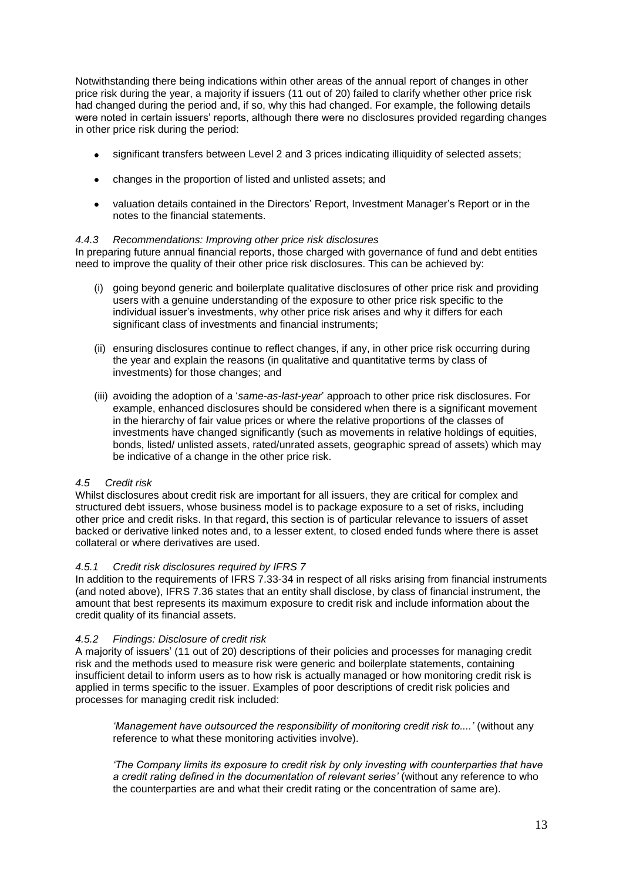Notwithstanding there being indications within other areas of the annual report of changes in other price risk during the year, a majority if issuers (11 out of 20) failed to clarify whether other price risk had changed during the period and, if so, why this had changed. For example, the following details were noted in certain issuers' reports, although there were no disclosures provided regarding changes in other price risk during the period:

- significant transfers between Level 2 and 3 prices indicating illiquidity of selected assets;
- changes in the proportion of listed and unlisted assets; and
- valuation details contained in the Directors' Report, Investment Manager's Report or in the notes to the financial statements.

#### *4.4.3 Recommendations: Improving other price risk disclosures*

In preparing future annual financial reports, those charged with governance of fund and debt entities need to improve the quality of their other price risk disclosures. This can be achieved by:

(i) going beyond generic and boilerplate qualitative disclosures of other price risk and providing users with a genuine understanding of the exposure to other price risk specific to the individual issuer's investments, why other price risk arises and why it differs for each significant class of investments and financial instruments;

(ii) ensuring disclosures continue to reflect changes, if any, in other price risk occurring during the year and explain the reasons (in qualitative and quantitative terms by class of investments) for those changes; and

(iii) avoiding the adoption of a '*same-as-last-year*' approach to other price risk disclosures. For example, enhanced disclosures should be considered when there is a significant movement in the hierarchy of fair value prices or where the relative proportions of the classes of investments have changed significantly (such as movements in relative holdings of equities, bonds, listed/ unlisted assets, rated/unrated assets, geographic spread of assets) which may be indicative of a change in the other price risk.

### *4.5 Credit risk*

Whilst disclosures about credit risk are important for all issuers, they are critical for complex and structured debt issuers, whose business model is to package exposure to a set of risks, including other price and credit risks. In that regard, this section is of particular relevance to issuers of asset backed or derivative linked notes and, to a lesser extent, to closed ended funds where there is asset collateral or where derivatives are used.

#### *4.5.1 Credit risk disclosures required by IFRS 7*

In addition to the requirements of IFRS 7.33-34 in respect of all risks arising from financial instruments (and noted above), IFRS 7.36 states that an entity shall disclose, by class of financial instrument, the amount that best represents its maximum exposure to credit risk and include information about the credit quality of its financial assets.

#### *4.5.2 Findings: Disclosure of credit risk*

A majority of issuers' (11 out of 20) descriptions of their policies and processes for managing credit risk and the methods used to measure risk were generic and boilerplate statements, containing insufficient detail to inform users as to how risk is actually managed or how monitoring credit risk is applied in terms specific to the issuer. Examples of poor descriptions of credit risk policies and processes for managing credit risk included:

> *'Management have outsourced the responsibility of monitoring credit risk to....'* (without any reference to what these monitoring activities involve).
>
> *'The Company limits its exposure to credit risk by only investing with counterparties that have a credit rating defined in the documentation of relevant series'* (without any reference to who the counterparties are and what their credit rating or the concentration of same are).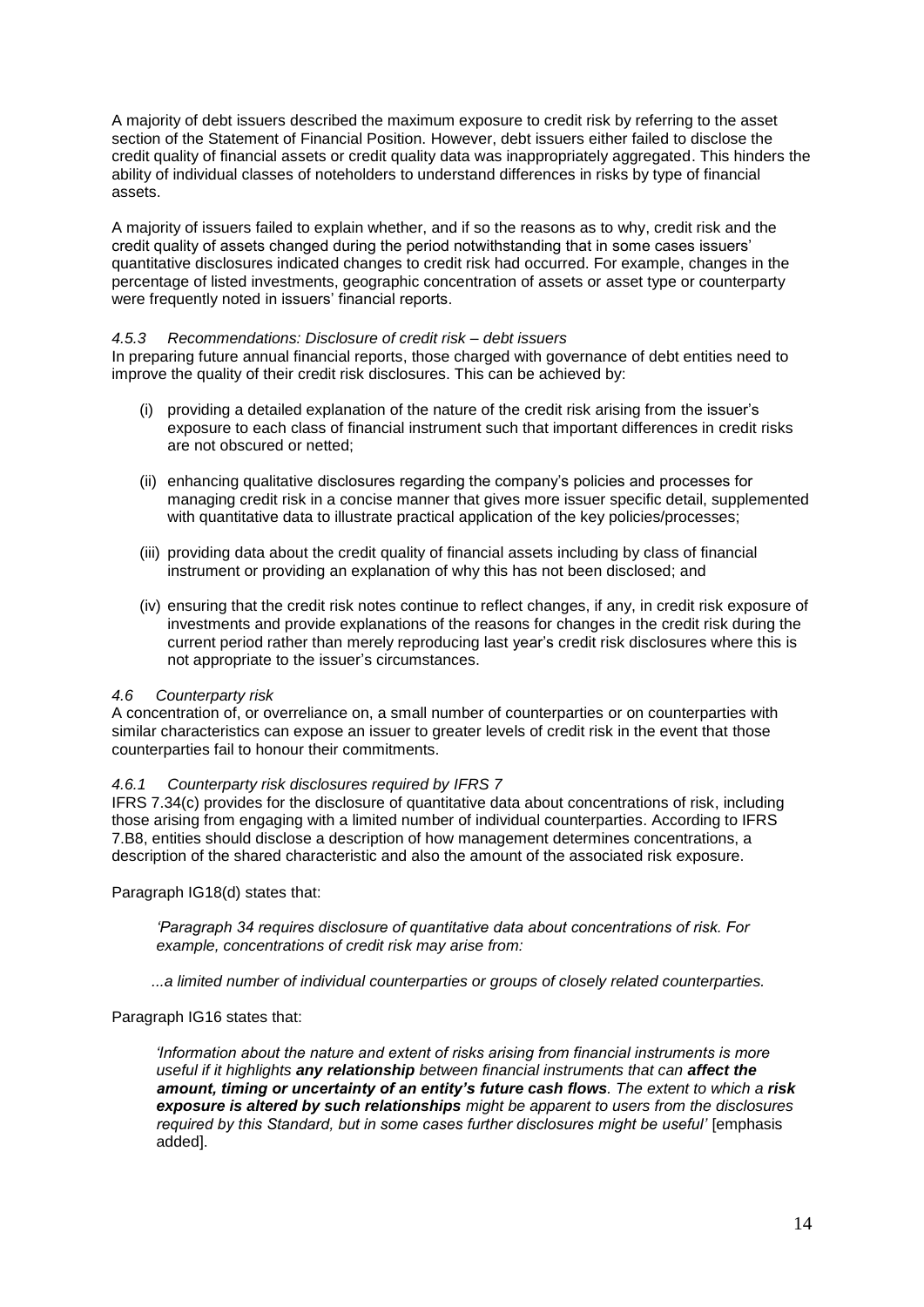A majority of debt issuers described the maximum exposure to credit risk by referring to the asset section of the Statement of Financial Position. However, debt issuers either failed to disclose the credit quality of financial assets or credit quality data was inappropriately aggregated. This hinders the ability of individual classes of noteholders to understand differences in risks by type of financial assets.

A majority of issuers failed to explain whether, and if so the reasons as to why, credit risk and the credit quality of assets changed during the period notwithstanding that in some cases issuers' quantitative disclosures indicated changes to credit risk had occurred. For example, changes in the percentage of listed investments, geographic concentration of assets or asset type or counterparty were frequently noted in issuers' financial reports.

#### *4.5.3 Recommendations: Disclosure of credit risk – debt issuers*

In preparing future annual financial reports, those charged with governance of debt entities need to improve the quality of their credit risk disclosures. This can be achieved by:

(i) providing a detailed explanation of the nature of the credit risk arising from the issuer's exposure to each class of financial instrument such that important differences in credit risks are not obscured or netted;

(ii) enhancing qualitative disclosures regarding the company's policies and processes for managing credit risk in a concise manner that gives more issuer specific detail, supplemented with quantitative data to illustrate practical application of the key policies/processes;

(iii) providing data about the credit quality of financial assets including by class of financial instrument or providing an explanation of why this has not been disclosed; and

(iv) ensuring that the credit risk notes continue to reflect changes, if any, in credit risk exposure of investments and provide explanations of the reasons for changes in the credit risk during the current period rather than merely reproducing last year's credit risk disclosures where this is not appropriate to the issuer's circumstances.

### *4.6 Counterparty risk*

A concentration of, or overreliance on, a small number of counterparties or on counterparties with similar characteristics can expose an issuer to greater levels of credit risk in the event that those counterparties fail to honour their commitments.

#### *4.6.1 Counterparty risk disclosures required by IFRS 7*

IFRS 7.34(c) provides for the disclosure of quantitative data about concentrations of risk, including those arising from engaging with a limited number of individual counterparties. According to IFRS 7.B8, entities should disclose a description of how management determines concentrations, a description of the shared characteristic and also the amount of the associated risk exposure.

Paragraph IG18(d) states that:

> *'Paragraph 34 requires disclosure of quantitative data about concentrations of risk. For example, concentrations of credit risk may arise from:*
>
> *...a limited number of individual counterparties or groups of closely related counterparties.*

Paragraph IG16 states that:

> *'Information about the nature and extent of risks arising from financial instruments is more useful if it highlights **any relationship** between financial instruments that can **affect the amount, timing or uncertainty of an entity's future cash flows**. The extent to which a **risk exposure is altered by such relationships** might be apparent to users from the disclosures required by this Standard, but in some cases further disclosures might be useful'* [emphasis added].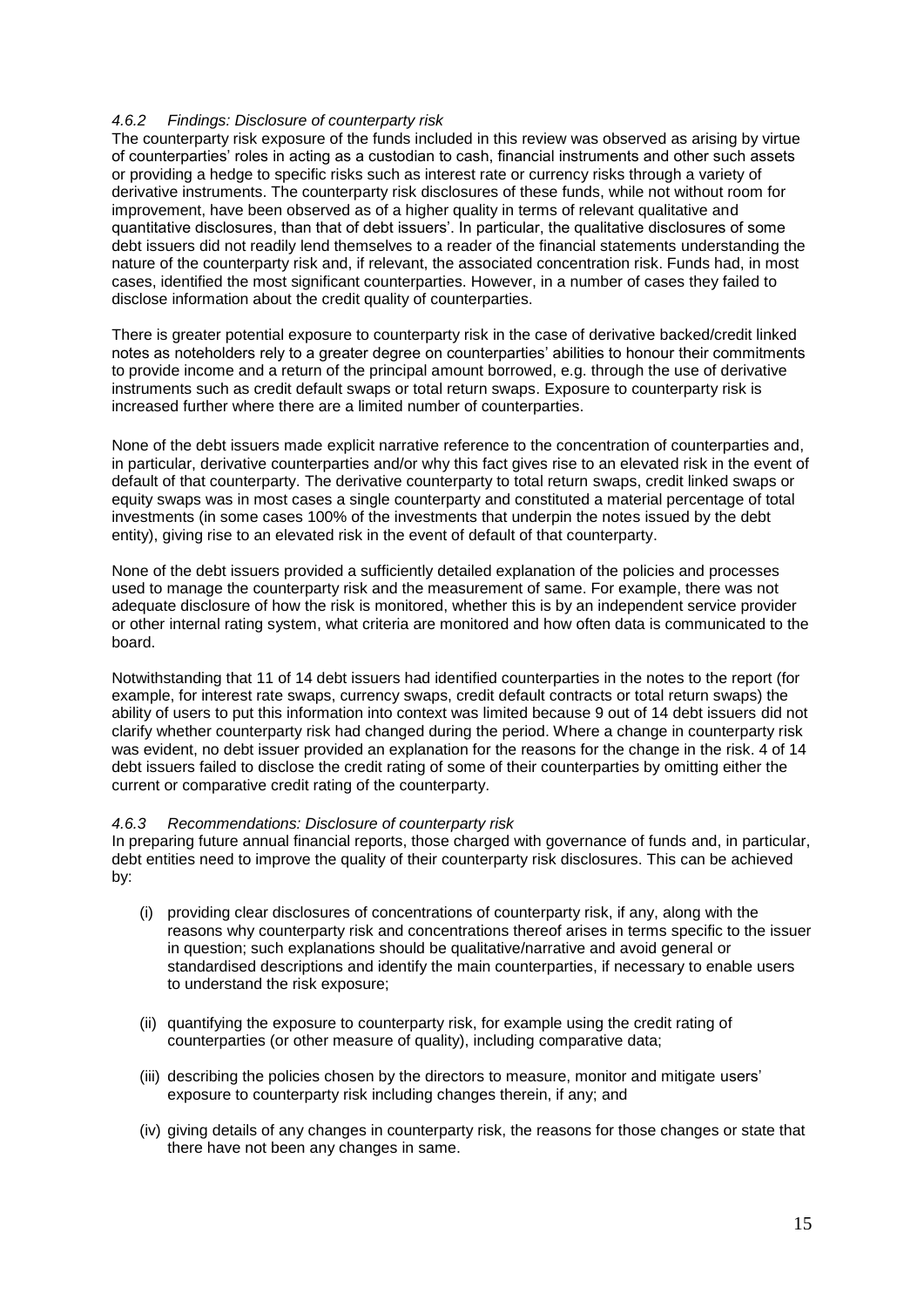#### *4.6.2 Findings: Disclosure of counterparty risk*

The counterparty risk exposure of the funds included in this review was observed as arising by virtue of counterparties' roles in acting as a custodian to cash, financial instruments and other such assets or providing a hedge to specific risks such as interest rate or currency risks through a variety of derivative instruments. The counterparty risk disclosures of these funds, while not without room for improvement, have been observed as of a higher quality in terms of relevant qualitative and quantitative disclosures, than that of debt issuers'. In particular, the qualitative disclosures of some debt issuers did not readily lend themselves to a reader of the financial statements understanding the nature of the counterparty risk and, if relevant, the associated concentration risk. Funds had, in most cases, identified the most significant counterparties. However, in a number of cases they failed to disclose information about the credit quality of counterparties.

There is greater potential exposure to counterparty risk in the case of derivative backed/credit linked notes as noteholders rely to a greater degree on counterparties' abilities to honour their commitments to provide income and a return of the principal amount borrowed, e.g. through the use of derivative instruments such as credit default swaps or total return swaps. Exposure to counterparty risk is increased further where there are a limited number of counterparties.

None of the debt issuers made explicit narrative reference to the concentration of counterparties and, in particular, derivative counterparties and/or why this fact gives rise to an elevated risk in the event of default of that counterparty. The derivative counterparty to total return swaps, credit linked swaps or equity swaps was in most cases a single counterparty and constituted a material percentage of total investments (in some cases 100% of the investments that underpin the notes issued by the debt entity), giving rise to an elevated risk in the event of default of that counterparty.

None of the debt issuers provided a sufficiently detailed explanation of the policies and processes used to manage the counterparty risk and the measurement of same. For example, there was not adequate disclosure of how the risk is monitored, whether this is by an independent service provider or other internal rating system, what criteria are monitored and how often data is communicated to the board.

Notwithstanding that 11 of 14 debt issuers had identified counterparties in the notes to the report (for example, for interest rate swaps, currency swaps, credit default contracts or total return swaps) the ability of users to put this information into context was limited because 9 out of 14 debt issuers did not clarify whether counterparty risk had changed during the period. Where a change in counterparty risk was evident, no debt issuer provided an explanation for the reasons for the change in the risk. 4 of 14 debt issuers failed to disclose the credit rating of some of their counterparties by omitting either the current or comparative credit rating of the counterparty.

#### *4.6.3 Recommendations: Disclosure of counterparty risk*

In preparing future annual financial reports, those charged with governance of funds and, in particular, debt entities need to improve the quality of their counterparty risk disclosures. This can be achieved by:

- (i) providing clear disclosures of concentrations of counterparty risk, if any, along with the reasons why counterparty risk and concentrations thereof arises in terms specific to the issuer in question; such explanations should be qualitative/narrative and avoid general or standardised descriptions and identify the main counterparties, if necessary to enable users to understand the risk exposure;

- (ii) quantifying the exposure to counterparty risk, for example using the credit rating of counterparties (or other measure of quality), including comparative data;

- (iii) describing the policies chosen by the directors to measure, monitor and mitigate users' exposure to counterparty risk including changes therein, if any; and

- (iv) giving details of any changes in counterparty risk, the reasons for those changes or state that there have not been any changes in same.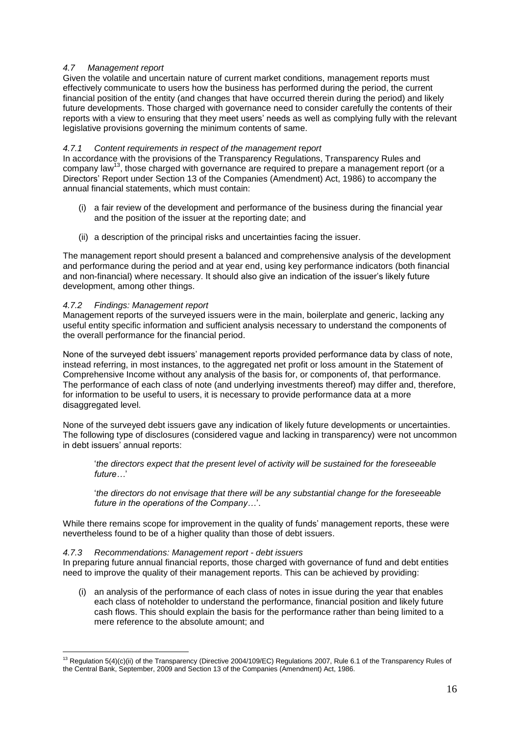### *4.7 Management report*

Given the volatile and uncertain nature of current market conditions, management reports must effectively communicate to users how the business has performed during the period, the current financial position of the entity (and changes that have occurred therein during the period) and likely future developments. Those charged with governance need to consider carefully the contents of their reports with a view to ensuring that they meet users' needs as well as complying fully with the relevant legislative provisions governing the minimum contents of same.

#### *4.7.1 Content requirements in respect of the management report*

In accordance with the provisions of the Transparency Regulations, Transparency Rules and company law[13], those charged with governance are required to prepare a management report (or a Directors' Report under Section 13 of the Companies (Amendment) Act, 1986) to accompany the annual financial statements, which must contain:

(i) a fair review of the development and performance of the business during the financial year and the position of the issuer at the reporting date; and

(ii) a description of the principal risks and uncertainties facing the issuer.

The management report should present a balanced and comprehensive analysis of the development and performance during the period and at year end, using key performance indicators (both financial and non-financial) where necessary. It should also give an indication of the issuer's likely future development, among other things.

#### *4.7.2 Findings: Management report*

Management reports of the surveyed issuers were in the main, boilerplate and generic, lacking any useful entity specific information and sufficient analysis necessary to understand the components of the overall performance for the financial period.

None of the surveyed debt issuers' management reports provided performance data by class of note, instead referring, in most instances, to the aggregated net profit or loss amount in the Statement of Comprehensive Income without any analysis of the basis for, or components of, that performance. The performance of each class of note (and underlying investments thereof) may differ and, therefore, for information to be useful to users, it is necessary to provide performance data at a more disaggregated level.

None of the surveyed debt issuers gave any indication of likely future developments or uncertainties. The following type of disclosures (considered vague and lacking in transparency) were not uncommon in debt issuers' annual reports:

> '*the directors expect that the present level of activity will be sustained for the foreseeable future…*'
>
> '*the directors do not envisage that there will be any substantial change for the foreseeable future in the operations of the Company…*'.

While there remains scope for improvement in the quality of funds' management reports, these were nevertheless found to be of a higher quality than those of debt issuers.

#### *4.7.3 Recommendations: Management report - debt issuers*

In preparing future annual financial reports, those charged with governance of fund and debt entities need to improve the quality of their management reports. This can be achieved by providing:

(i) an analysis of the performance of each class of notes in issue during the year that enables each class of noteholder to understand the performance, financial position and likely future cash flows. This should explain the basis for the performance rather than being limited to a mere reference to the absolute amount; and

---

[13] Regulation 5(4)(c)(ii) of the Transparency (Directive 2004/109/EC) Regulations 2007, Rule 6.1 of the Transparency Rules of the Central Bank, September, 2009 and Section 13 of the Companies (Amendment) Act, 1986.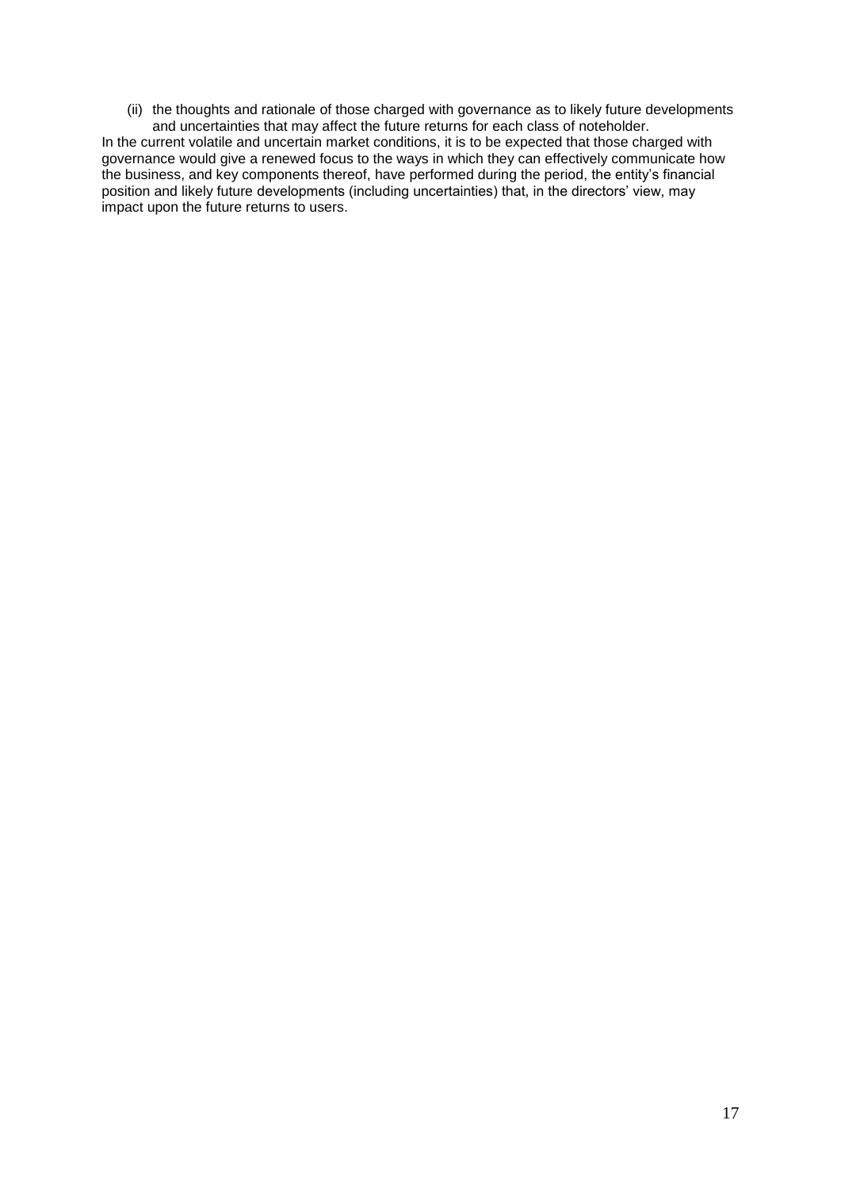(ii) the thoughts and rationale of those charged with governance as to likely future developments and uncertainties that may affect the future returns for each class of noteholder.

In the current volatile and uncertain market conditions, it is to be expected that those charged with governance would give a renewed focus to the ways in which they can effectively communicate how the business, and key components thereof, have performed during the period, the entity's financial position and likely future developments (including uncertainties) that, in the directors' view, may impact upon the future returns to users.